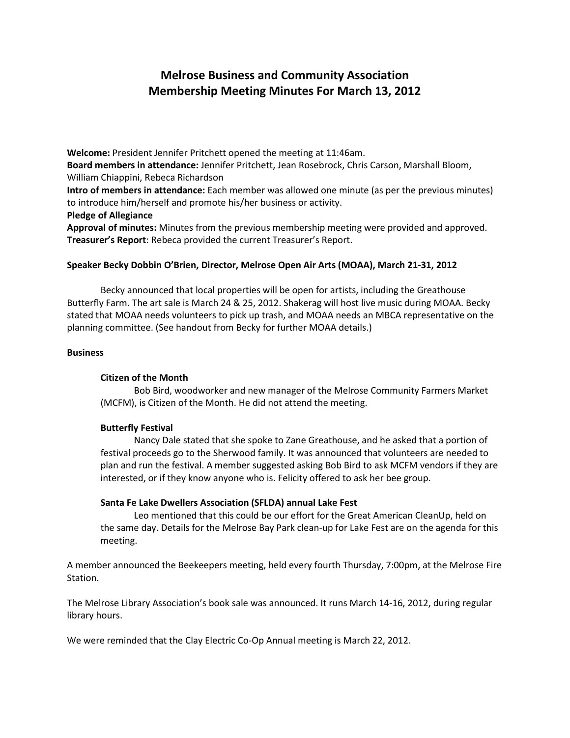# Melrose Business and Community Association
# Membership Meeting Minutes For March 13, 2012

**Welcome:** President Jennifer Pritchett opened the meeting at 11:46am.
**Board members in attendance:** Jennifer Pritchett, Jean Rosebrock, Chris Carson, Marshall Bloom, William Chiappini, Rebeca Richardson
**Intro of members in attendance:** Each member was allowed one minute (as per the previous minutes) to introduce him/herself and promote his/her business or activity.
**Pledge of Allegiance**
**Approval of minutes:** Minutes from the previous membership meeting were provided and approved.
**Treasurer's Report**: Rebeca provided the current Treasurer's Report.

**Speaker Becky Dobbin O'Brien, Director, Melrose Open Air Arts (MOAA), March 21-31, 2012**

Becky announced that local properties will be open for artists, including the Greathouse Butterfly Farm. The art sale is March 24 & 25, 2012. Shakerag will host live music during MOAA. Becky stated that MOAA needs volunteers to pick up trash, and MOAA needs an MBCA representative on the planning committee. (See handout from Becky for further MOAA details.)

**Business**

**Citizen of the Month**

Bob Bird, woodworker and new manager of the Melrose Community Farmers Market (MCFM), is Citizen of the Month. He did not attend the meeting.

**Butterfly Festival**

Nancy Dale stated that she spoke to Zane Greathouse, and he asked that a portion of festival proceeds go to the Sherwood family. It was announced that volunteers are needed to plan and run the festival. A member suggested asking Bob Bird to ask MCFM vendors if they are interested, or if they know anyone who is. Felicity offered to ask her bee group.

**Santa Fe Lake Dwellers Association (SFLDA) annual Lake Fest**

Leo mentioned that this could be our effort for the Great American CleanUp, held on the same day. Details for the Melrose Bay Park clean-up for Lake Fest are on the agenda for this meeting.

A member announced the Beekeepers meeting, held every fourth Thursday, 7:00pm, at the Melrose Fire Station.

The Melrose Library Association's book sale was announced. It runs March 14-16, 2012, during regular library hours.

We were reminded that the Clay Electric Co-Op Annual meeting is March 22, 2012.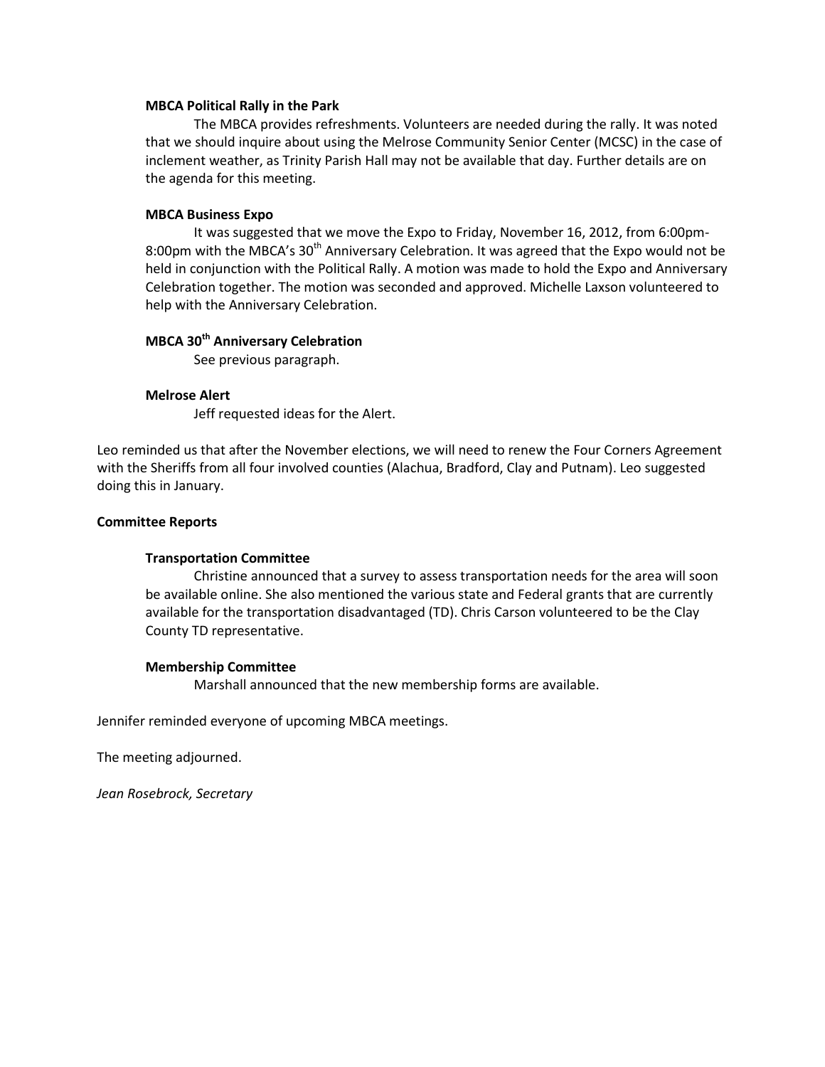### MBCA Political Rally in the Park

The MBCA provides refreshments. Volunteers are needed during the rally. It was noted that we should inquire about using the Melrose Community Senior Center (MCSC) in the case of inclement weather, as Trinity Parish Hall may not be available that day. Further details are on the agenda for this meeting.

### MBCA Business Expo

It was suggested that we move the Expo to Friday, November 16, 2012, from 6:00pm-8:00pm with the MBCA's 30th Anniversary Celebration. It was agreed that the Expo would not be held in conjunction with the Political Rally. A motion was made to hold the Expo and Anniversary Celebration together. The motion was seconded and approved. Michelle Laxson volunteered to help with the Anniversary Celebration.

### MBCA 30th Anniversary Celebration

See previous paragraph.

### Melrose Alert

Jeff requested ideas for the Alert.

Leo reminded us that after the November elections, we will need to renew the Four Corners Agreement with the Sheriffs from all four involved counties (Alachua, Bradford, Clay and Putnam). Leo suggested doing this in January.

## Committee Reports

### Transportation Committee

Christine announced that a survey to assess transportation needs for the area will soon be available online. She also mentioned the various state and Federal grants that are currently available for the transportation disadvantaged (TD). Chris Carson volunteered to be the Clay County TD representative.

### Membership Committee

Marshall announced that the new membership forms are available.

Jennifer reminded everyone of upcoming MBCA meetings.

The meeting adjourned.

*Jean Rosebrock, Secretary*